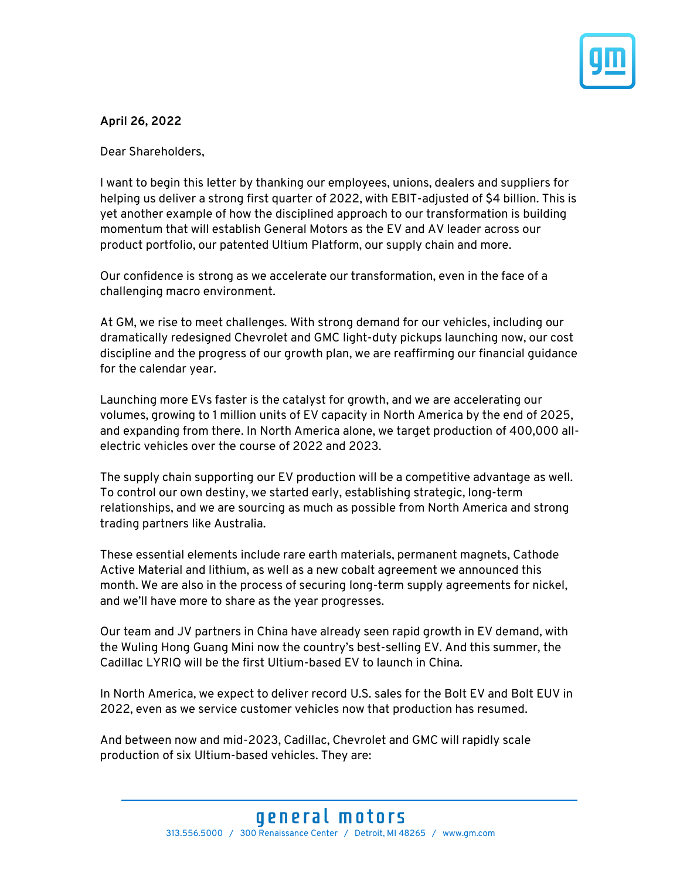**April 26, 2022**

Dear Shareholders,

I want to begin this letter by thanking our employees, unions, dealers and suppliers for helping us deliver a strong first quarter of 2022, with EBIT-adjusted of $4 billion. This is yet another example of how the disciplined approach to our transformation is building momentum that will establish General Motors as the EV and AV leader across our product portfolio, our patented Ultium Platform, our supply chain and more.

Our confidence is strong as we accelerate our transformation, even in the face of a challenging macro environment.

At GM, we rise to meet challenges. With strong demand for our vehicles, including our dramatically redesigned Chevrolet and GMC light-duty pickups launching now, our cost discipline and the progress of our growth plan, we are reaffirming our financial guidance for the calendar year.

Launching more EVs faster is the catalyst for growth, and we are accelerating our volumes, growing to 1 million units of EV capacity in North America by the end of 2025, and expanding from there. In North America alone, we target production of 400,000 all-electric vehicles over the course of 2022 and 2023.

The supply chain supporting our EV production will be a competitive advantage as well. To control our own destiny, we started early, establishing strategic, long-term relationships, and we are sourcing as much as possible from North America and strong trading partners like Australia.

These essential elements include rare earth materials, permanent magnets, Cathode Active Material and lithium, as well as a new cobalt agreement we announced this month. We are also in the process of securing long-term supply agreements for nickel, and we'll have more to share as the year progresses.

Our team and JV partners in China have already seen rapid growth in EV demand, with the Wuling Hong Guang Mini now the country's best-selling EV. And this summer, the Cadillac LYRIQ will be the first Ultium-based EV to launch in China.

In North America, we expect to deliver record U.S. sales for the Bolt EV and Bolt EUV in 2022, even as we service customer vehicles now that production has resumed.

And between now and mid-2023, Cadillac, Chevrolet and GMC will rapidly scale production of six Ultium-based vehicles. They are: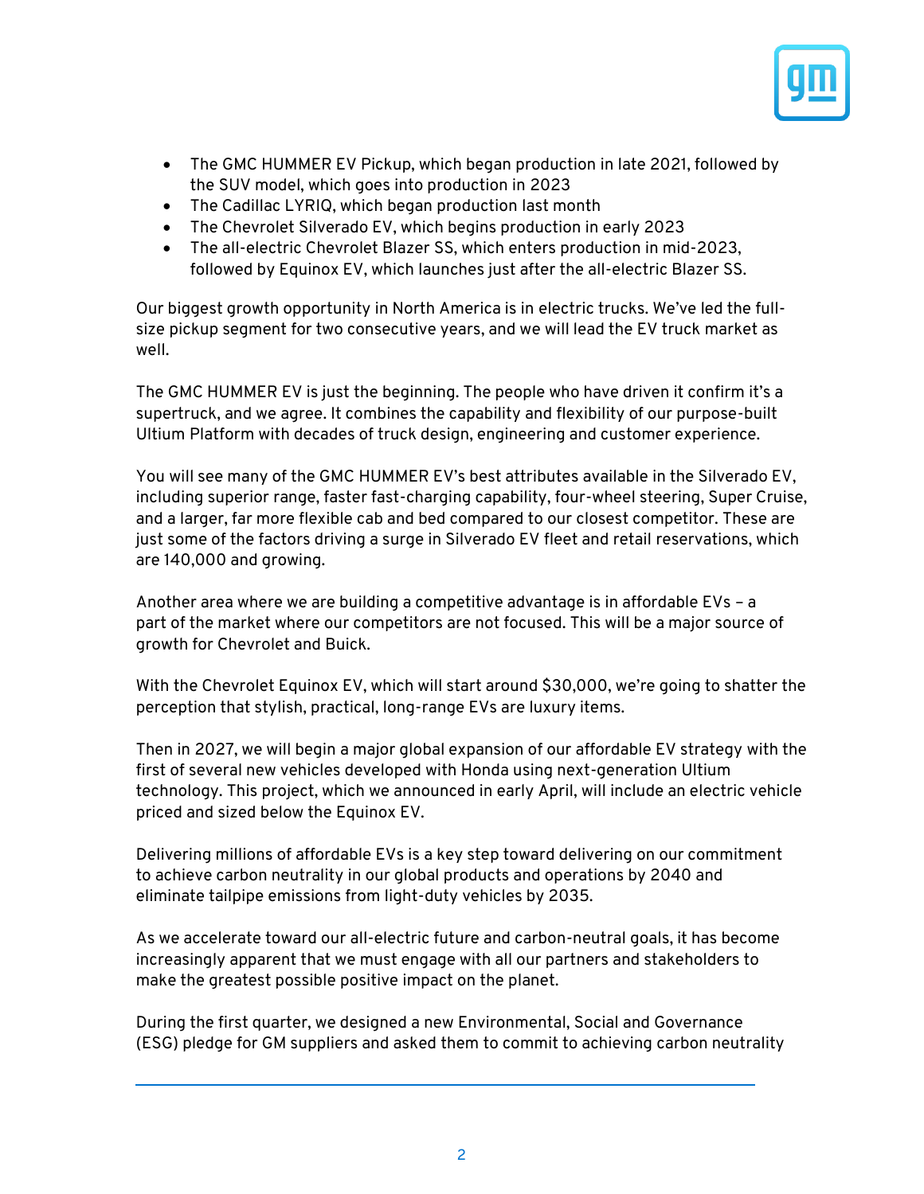- The GMC HUMMER EV Pickup, which began production in late 2021, followed by the SUV model, which goes into production in 2023
- The Cadillac LYRIQ, which began production last month
- The Chevrolet Silverado EV, which begins production in early 2023
- The all-electric Chevrolet Blazer SS, which enters production in mid-2023, followed by Equinox EV, which launches just after the all-electric Blazer SS.

Our biggest growth opportunity in North America is in electric trucks. We've led the full-size pickup segment for two consecutive years, and we will lead the EV truck market as well.

The GMC HUMMER EV is just the beginning. The people who have driven it confirm it's a supertruck, and we agree. It combines the capability and flexibility of our purpose-built Ultium Platform with decades of truck design, engineering and customer experience.

You will see many of the GMC HUMMER EV's best attributes available in the Silverado EV, including superior range, faster fast-charging capability, four-wheel steering, Super Cruise, and a larger, far more flexible cab and bed compared to our closest competitor. These are just some of the factors driving a surge in Silverado EV fleet and retail reservations, which are 140,000 and growing.

Another area where we are building a competitive advantage is in affordable EVs – a part of the market where our competitors are not focused. This will be a major source of growth for Chevrolet and Buick.

With the Chevrolet Equinox EV, which will start around $30,000, we're going to shatter the perception that stylish, practical, long-range EVs are luxury items.

Then in 2027, we will begin a major global expansion of our affordable EV strategy with the first of several new vehicles developed with Honda using next-generation Ultium technology. This project, which we announced in early April, will include an electric vehicle priced and sized below the Equinox EV.

Delivering millions of affordable EVs is a key step toward delivering on our commitment to achieve carbon neutrality in our global products and operations by 2040 and eliminate tailpipe emissions from light-duty vehicles by 2035.

As we accelerate toward our all-electric future and carbon-neutral goals, it has become increasingly apparent that we must engage with all our partners and stakeholders to make the greatest possible positive impact on the planet.

During the first quarter, we designed a new Environmental, Social and Governance (ESG) pledge for GM suppliers and asked them to commit to achieving carbon neutrality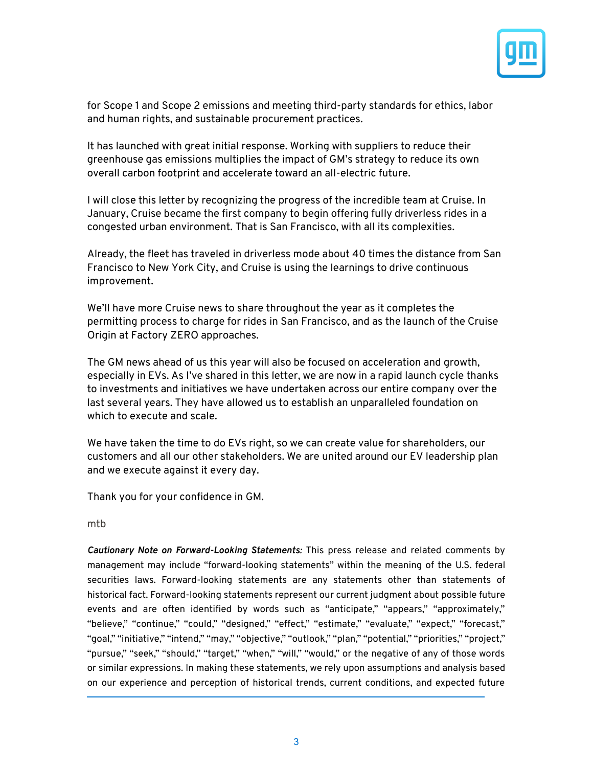for Scope 1 and Scope 2 emissions and meeting third-party standards for ethics, labor and human rights, and sustainable procurement practices.

It has launched with great initial response. Working with suppliers to reduce their greenhouse gas emissions multiplies the impact of GM's strategy to reduce its own overall carbon footprint and accelerate toward an all-electric future.

I will close this letter by recognizing the progress of the incredible team at Cruise. In January, Cruise became the first company to begin offering fully driverless rides in a congested urban environment. That is San Francisco, with all its complexities.

Already, the fleet has traveled in driverless mode about 40 times the distance from San Francisco to New York City, and Cruise is using the learnings to drive continuous improvement.

We'll have more Cruise news to share throughout the year as it completes the permitting process to charge for rides in San Francisco, and as the launch of the Cruise Origin at Factory ZERO approaches.

The GM news ahead of us this year will also be focused on acceleration and growth, especially in EVs. As I've shared in this letter, we are now in a rapid launch cycle thanks to investments and initiatives we have undertaken across our entire company over the last several years. They have allowed us to establish an unparalleled foundation on which to execute and scale.

We have taken the time to do EVs right, so we can create value for shareholders, our customers and all our other stakeholders. We are united around our EV leadership plan and we execute against it every day.

Thank you for your confidence in GM.

mtb

***Cautionary Note on Forward-Looking Statements:*** This press release and related comments by management may include "forward-looking statements" within the meaning of the U.S. federal securities laws. Forward-looking statements are any statements other than statements of historical fact. Forward-looking statements represent our current judgment about possible future events and are often identified by words such as "anticipate," "appears," "approximately," "believe," "continue," "could," "designed," "effect," "estimate," "evaluate," "expect," "forecast," "goal," "initiative," "intend," "may," "objective," "outlook," "plan," "potential," "priorities," "project," "pursue," "seek," "should," "target," "when," "will," "would," or the negative of any of those words or similar expressions. In making these statements, we rely upon assumptions and analysis based on our experience and perception of historical trends, current conditions, and expected future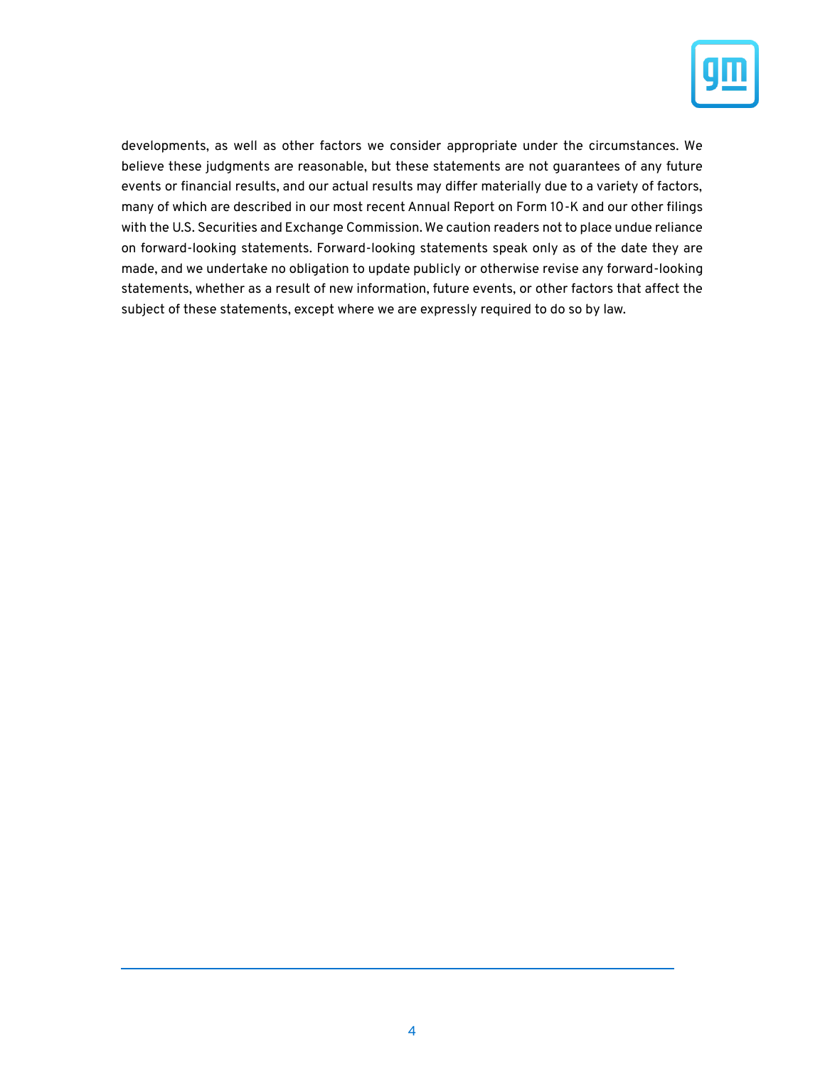developments, as well as other factors we consider appropriate under the circumstances. We believe these judgments are reasonable, but these statements are not guarantees of any future events or financial results, and our actual results may differ materially due to a variety of factors, many of which are described in our most recent Annual Report on Form 10-K and our other filings with the U.S. Securities and Exchange Commission. We caution readers not to place undue reliance on forward-looking statements. Forward-looking statements speak only as of the date they are made, and we undertake no obligation to update publicly or otherwise revise any forward-looking statements, whether as a result of new information, future events, or other factors that affect the subject of these statements, except where we are expressly required to do so by law.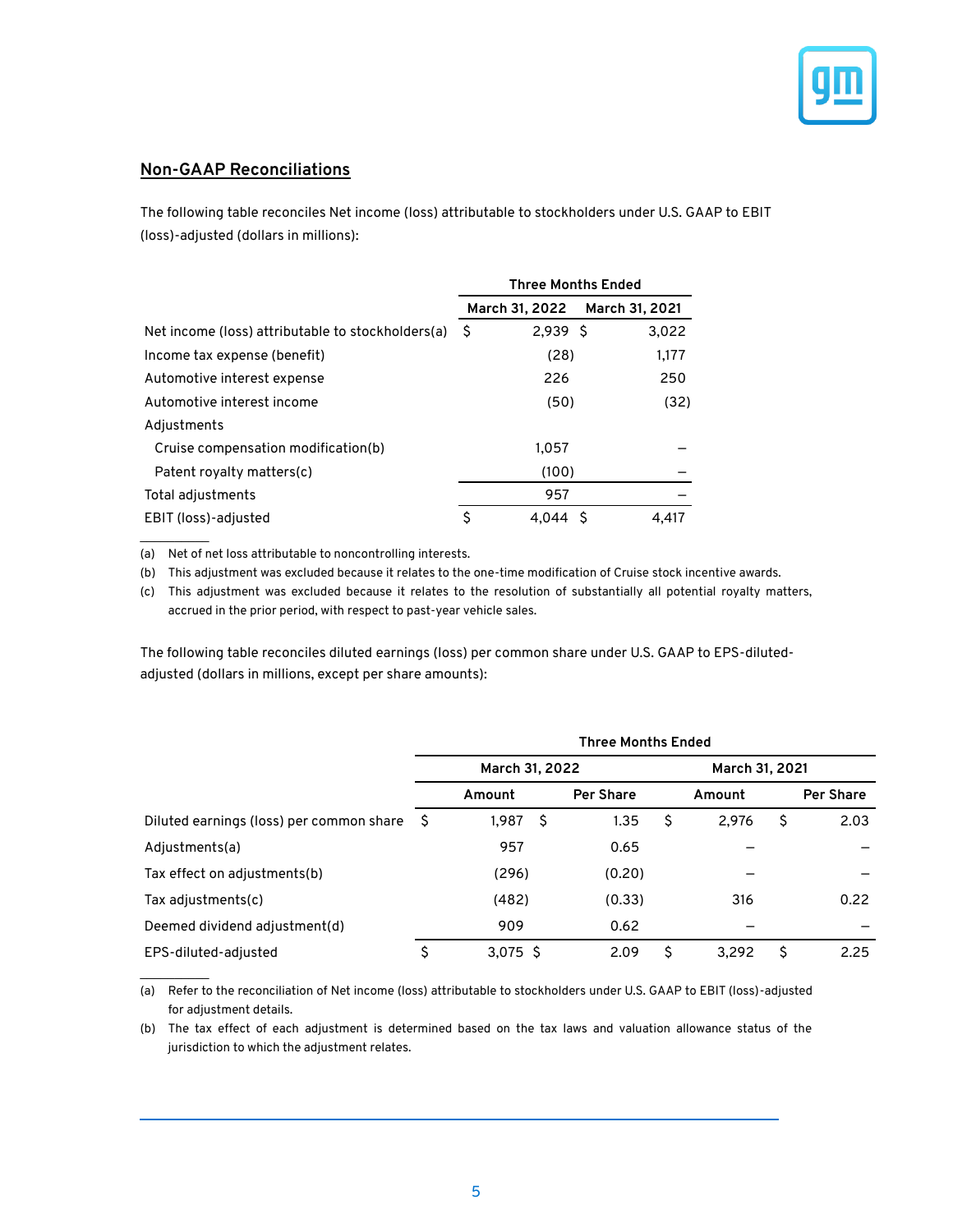## Non-GAAP Reconciliations

The following table reconciles Net income (loss) attributable to stockholders under U.S. GAAP to EBIT (loss)-adjusted (dollars in millions):

| | Three Months Ended | |
|---|---|---|
| | March 31, 2022 | March 31, 2021 |
| Net income (loss) attributable to stockholders(a) | $ 2,939 | $ 3,022 |
| Income tax expense (benefit) | (28) | 1,177 |
| Automotive interest expense | 226 | 250 |
| Automotive interest income | (50) | (32) |
| Adjustments | | |
| Cruise compensation modification(b) | 1,057 | — |
| Patent royalty matters(c) | (100) | — |
| Total adjustments | 957 | — |
| EBIT (loss)-adjusted | $ 4,044 | $ 4,417 |

(a) Net of net loss attributable to noncontrolling interests.

(b) This adjustment was excluded because it relates to the one-time modification of Cruise stock incentive awards.

(c) This adjustment was excluded because it relates to the resolution of substantially all potential royalty matters, accrued in the prior period, with respect to past-year vehicle sales.

The following table reconciles diluted earnings (loss) per common share under U.S. GAAP to EPS-diluted-adjusted (dollars in millions, except per share amounts):

| | Three Months Ended | | | |
|---|---|---|---|---|
| | March 31, 2022 | | March 31, 2021 | |
| | Amount | Per Share | Amount | Per Share |
| Diluted earnings (loss) per common share | $ 1,987 | $ 1.35 | $ 2,976 | $ 2.03 |
| Adjustments(a) | 957 | 0.65 | — | — |
| Tax effect on adjustments(b) | (296) | (0.20) | — | — |
| Tax adjustments(c) | (482) | (0.33) | 316 | 0.22 |
| Deemed dividend adjustment(d) | 909 | 0.62 | — | — |
| EPS-diluted-adjusted | $ 3,075 | $ 2.09 | $ 3,292 | $ 2.25 |

(a) Refer to the reconciliation of Net income (loss) attributable to stockholders under U.S. GAAP to EBIT (loss)-adjusted for adjustment details.

(b) The tax effect of each adjustment is determined based on the tax laws and valuation allowance status of the jurisdiction to which the adjustment relates.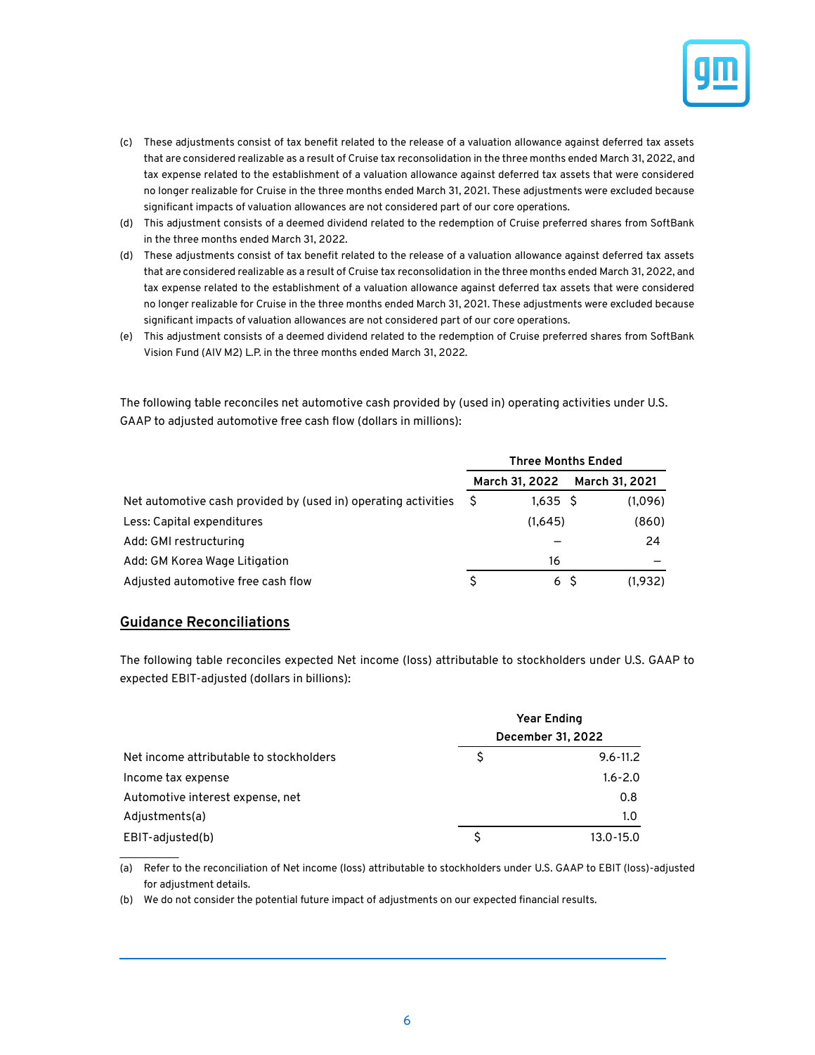(c) These adjustments consist of tax benefit related to the release of a valuation allowance against deferred tax assets that are considered realizable as a result of Cruise tax reconsolidation in the three months ended March 31, 2022, and tax expense related to the establishment of a valuation allowance against deferred tax assets that were considered no longer realizable for Cruise in the three months ended March 31, 2021. These adjustments were excluded because significant impacts of valuation allowances are not considered part of our core operations.

(d) This adjustment consists of a deemed dividend related to the redemption of Cruise preferred shares from SoftBank in the three months ended March 31, 2022.

(d) These adjustments consist of tax benefit related to the release of a valuation allowance against deferred tax assets that are considered realizable as a result of Cruise tax reconsolidation in the three months ended March 31, 2022, and tax expense related to the establishment of a valuation allowance against deferred tax assets that were considered no longer realizable for Cruise in the three months ended March 31, 2021. These adjustments were excluded because significant impacts of valuation allowances are not considered part of our core operations.

(e) This adjustment consists of a deemed dividend related to the redemption of Cruise preferred shares from SoftBank Vision Fund (AIV M2) L.P. in the three months ended March 31, 2022.

The following table reconciles net automotive cash provided by (used in) operating activities under U.S. GAAP to adjusted automotive free cash flow (dollars in millions):

| | Three Months Ended | |
|---|---|---|
| | March 31, 2022 | March 31, 2021 |
| Net automotive cash provided by (used in) operating activities | $ 1,635 | $ (1,096) |
| Less: Capital expenditures | (1,645) | (860) |
| Add: GMI restructuring | — | 24 |
| Add: GM Korea Wage Litigation | 16 | — |
| Adjusted automotive free cash flow | $ 6 | $ (1,932) |

## Guidance Reconciliations

The following table reconciles expected Net income (loss) attributable to stockholders under U.S. GAAP to expected EBIT-adjusted (dollars in billions):

| | Year Ending December 31, 2022 |
|---|---|
| Net income attributable to stockholders | $ 9.6-11.2 |
| Income tax expense | 1.6-2.0 |
| Automotive interest expense, net | 0.8 |
| Adjustments(a) | 1.0 |
| EBIT-adjusted(b) | $ 13.0-15.0 |

(a) Refer to the reconciliation of Net income (loss) attributable to stockholders under U.S. GAAP to EBIT (loss)-adjusted for adjustment details.

(b) We do not consider the potential future impact of adjustments on our expected financial results.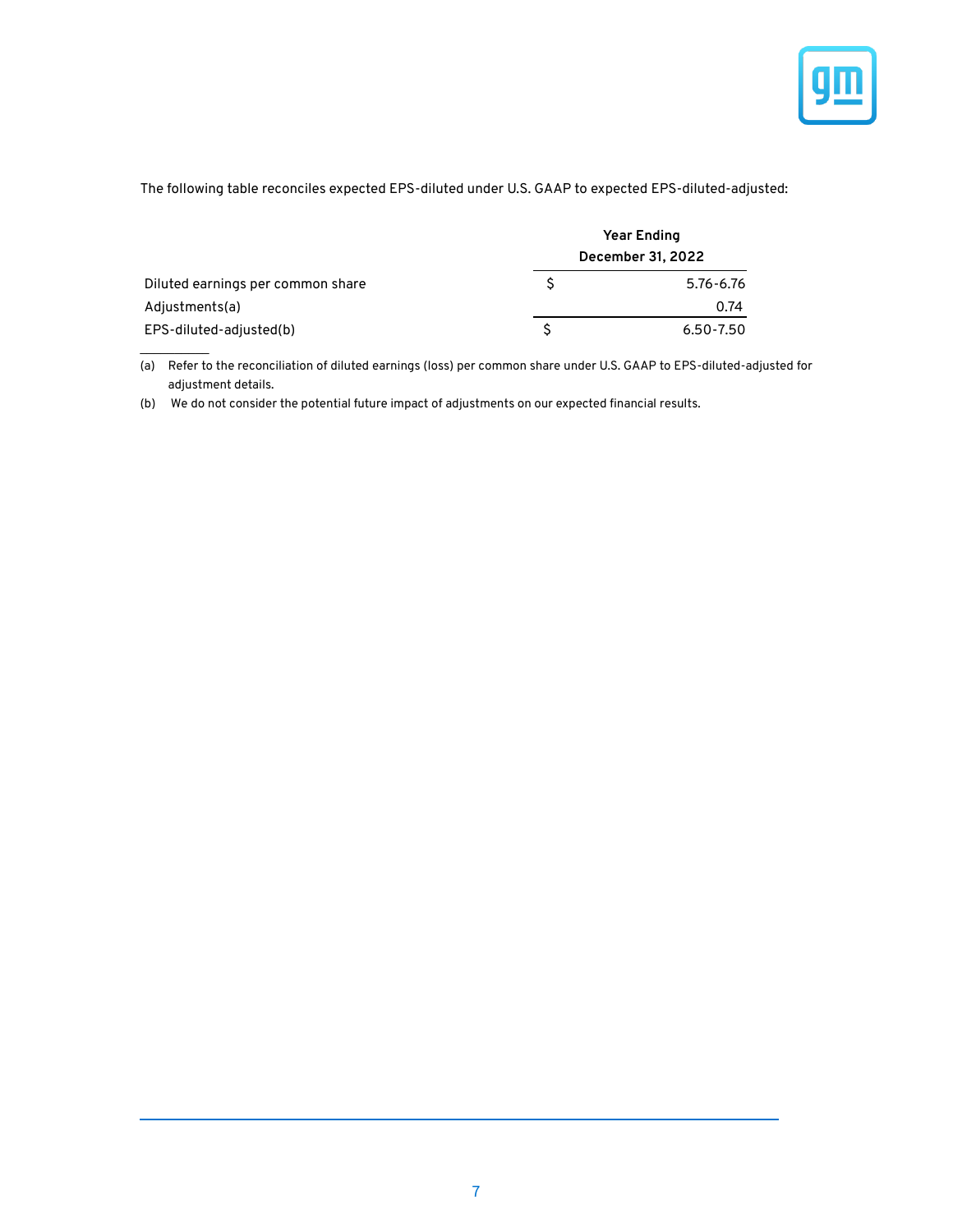The following table reconciles expected EPS-diluted under U.S. GAAP to expected EPS-diluted-adjusted:

| | | Year Ending December 31, 2022 |
|---|---|---|
| Diluted earnings per common share | $ | 5.76-6.76 |
| Adjustments(a) | | 0.74 |
| EPS-diluted-adjusted(b) | $ | 6.50-7.50 |

(a) Refer to the reconciliation of diluted earnings (loss) per common share under U.S. GAAP to EPS-diluted-adjusted for adjustment details.

(b) We do not consider the potential future impact of adjustments on our expected financial results.